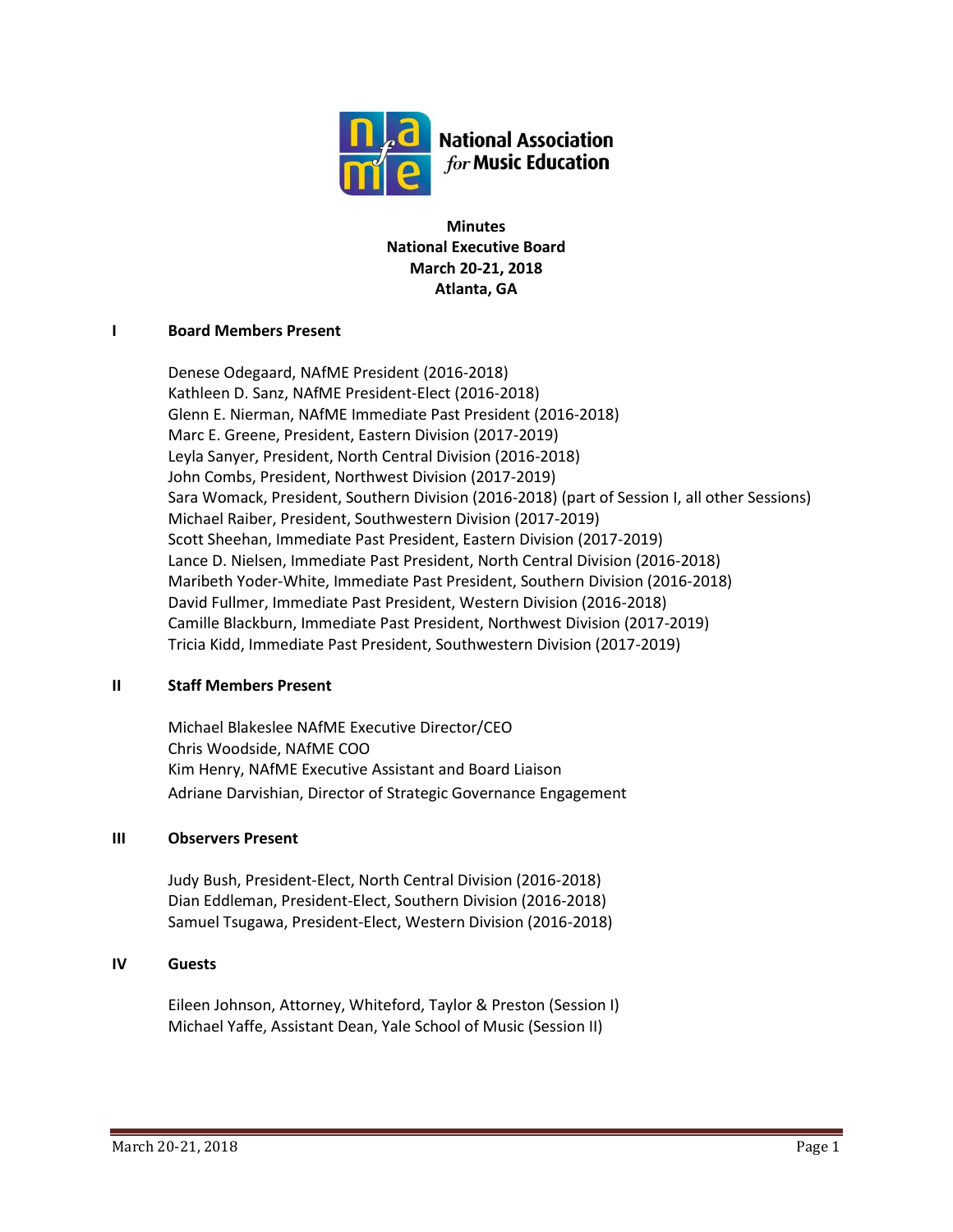National Association for Music Education

**Minutes**
**National Executive Board**
**March 20-21, 2018**
**Atlanta, GA**

## I Board Members Present

Denese Odegaard, NAfME President (2016-2018)
Kathleen D. Sanz, NAfME President-Elect (2016-2018)
Glenn E. Nierman, NAfME Immediate Past President (2016-2018)
Marc E. Greene, President, Eastern Division (2017-2019)
Leyla Sanyer, President, North Central Division (2016-2018)
John Combs, President, Northwest Division (2017-2019)
Sara Womack, President, Southern Division (2016-2018) (part of Session I, all other Sessions)
Michael Raiber, President, Southwestern Division (2017-2019)
Scott Sheehan, Immediate Past President, Eastern Division (2017-2019)
Lance D. Nielsen, Immediate Past President, North Central Division (2016-2018)
Maribeth Yoder-White, Immediate Past President, Southern Division (2016-2018)
David Fullmer, Immediate Past President, Western Division (2016-2018)
Camille Blackburn, Immediate Past President, Northwest Division (2017-2019)
Tricia Kidd, Immediate Past President, Southwestern Division (2017-2019)

## II Staff Members Present

Michael Blakeslee NAfME Executive Director/CEO
Chris Woodside, NAfME COO
Kim Henry, NAfME Executive Assistant and Board Liaison
Adriane Darvishian, Director of Strategic Governance Engagement

## III Observers Present

Judy Bush, President-Elect, North Central Division (2016-2018)
Dian Eddleman, President-Elect, Southern Division (2016-2018)
Samuel Tsugawa, President-Elect, Western Division (2016-2018)

## IV Guests

Eileen Johnson, Attorney, Whiteford, Taylor & Preston (Session I)
Michael Yaffe, Assistant Dean, Yale School of Music (Session II)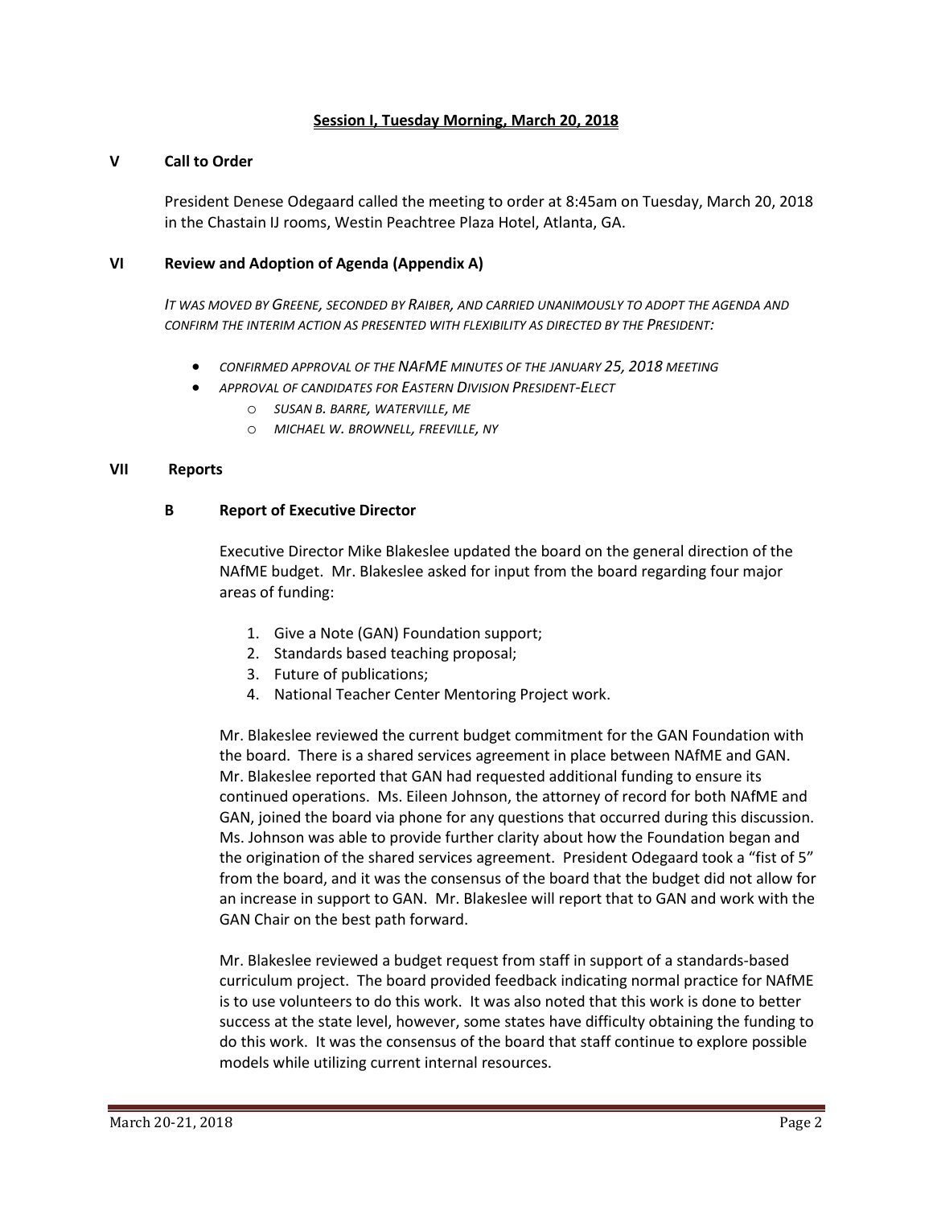## Session I, Tuesday Morning, March 20, 2018

### V Call to Order

President Denese Odegaard called the meeting to order at 8:45am on Tuesday, March 20, 2018 in the Chastain IJ rooms, Westin Peachtree Plaza Hotel, Atlanta, GA.

### VI Review and Adoption of Agenda (Appendix A)

*IT WAS MOVED BY GREENE, SECONDED BY RAIBER, AND CARRIED UNANIMOUSLY TO ADOPT THE AGENDA AND CONFIRM THE INTERIM ACTION AS PRESENTED WITH FLEXIBILITY AS DIRECTED BY THE PRESIDENT:*

- *CONFIRMED APPROVAL OF THE NAFME MINUTES OF THE JANUARY 25, 2018 MEETING*
- *APPROVAL OF CANDIDATES FOR EASTERN DIVISION PRESIDENT-ELECT*
  - *SUSAN B. BARRE, WATERVILLE, ME*
  - *MICHAEL W. BROWNELL, FREEVILLE, NY*

### VII Reports

#### B Report of Executive Director

Executive Director Mike Blakeslee updated the board on the general direction of the NAfME budget. Mr. Blakeslee asked for input from the board regarding four major areas of funding:

1. Give a Note (GAN) Foundation support;
2. Standards based teaching proposal;
3. Future of publications;
4. National Teacher Center Mentoring Project work.

Mr. Blakeslee reviewed the current budget commitment for the GAN Foundation with the board. There is a shared services agreement in place between NAfME and GAN. Mr. Blakeslee reported that GAN had requested additional funding to ensure its continued operations. Ms. Eileen Johnson, the attorney of record for both NAfME and GAN, joined the board via phone for any questions that occurred during this discussion. Ms. Johnson was able to provide further clarity about how the Foundation began and the origination of the shared services agreement. President Odegaard took a "fist of 5" from the board, and it was the consensus of the board that the budget did not allow for an increase in support to GAN. Mr. Blakeslee will report that to GAN and work with the GAN Chair on the best path forward.

Mr. Blakeslee reviewed a budget request from staff in support of a standards-based curriculum project. The board provided feedback indicating normal practice for NAfME is to use volunteers to do this work. It was also noted that this work is done to better success at the state level, however, some states have difficulty obtaining the funding to do this work. It was the consensus of the board that staff continue to explore possible models while utilizing current internal resources.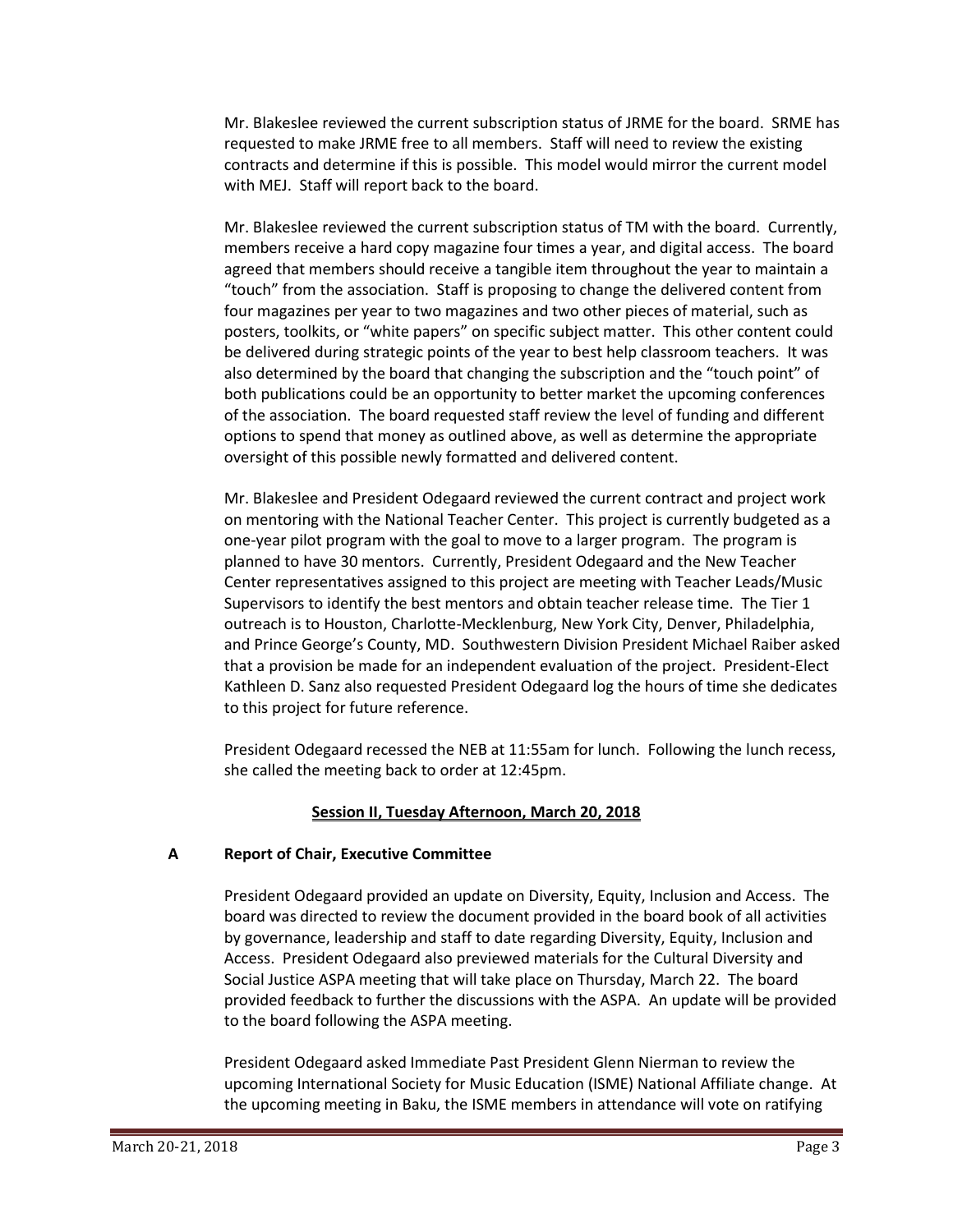Mr. Blakeslee reviewed the current subscription status of JRME for the board. SRME has requested to make JRME free to all members. Staff will need to review the existing contracts and determine if this is possible. This model would mirror the current model with MEJ. Staff will report back to the board.

Mr. Blakeslee reviewed the current subscription status of TM with the board. Currently, members receive a hard copy magazine four times a year, and digital access. The board agreed that members should receive a tangible item throughout the year to maintain a "touch" from the association. Staff is proposing to change the delivered content from four magazines per year to two magazines and two other pieces of material, such as posters, toolkits, or "white papers" on specific subject matter. This other content could be delivered during strategic points of the year to best help classroom teachers. It was also determined by the board that changing the subscription and the "touch point" of both publications could be an opportunity to better market the upcoming conferences of the association. The board requested staff review the level of funding and different options to spend that money as outlined above, as well as determine the appropriate oversight of this possible newly formatted and delivered content.

Mr. Blakeslee and President Odegaard reviewed the current contract and project work on mentoring with the National Teacher Center. This project is currently budgeted as a one-year pilot program with the goal to move to a larger program. The program is planned to have 30 mentors. Currently, President Odegaard and the New Teacher Center representatives assigned to this project are meeting with Teacher Leads/Music Supervisors to identify the best mentors and obtain teacher release time. The Tier 1 outreach is to Houston, Charlotte-Mecklenburg, New York City, Denver, Philadelphia, and Prince George's County, MD. Southwestern Division President Michael Raiber asked that a provision be made for an independent evaluation of the project. President-Elect Kathleen D. Sanz also requested President Odegaard log the hours of time she dedicates to this project for future reference.

President Odegaard recessed the NEB at 11:55am for lunch. Following the lunch recess, she called the meeting back to order at 12:45pm.

## Session II, Tuesday Afternoon, March 20, 2018

### A Report of Chair, Executive Committee

President Odegaard provided an update on Diversity, Equity, Inclusion and Access. The board was directed to review the document provided in the board book of all activities by governance, leadership and staff to date regarding Diversity, Equity, Inclusion and Access. President Odegaard also previewed materials for the Cultural Diversity and Social Justice ASPA meeting that will take place on Thursday, March 22. The board provided feedback to further the discussions with the ASPA. An update will be provided to the board following the ASPA meeting.

President Odegaard asked Immediate Past President Glenn Nierman to review the upcoming International Society for Music Education (ISME) National Affiliate change. At the upcoming meeting in Baku, the ISME members in attendance will vote on ratifying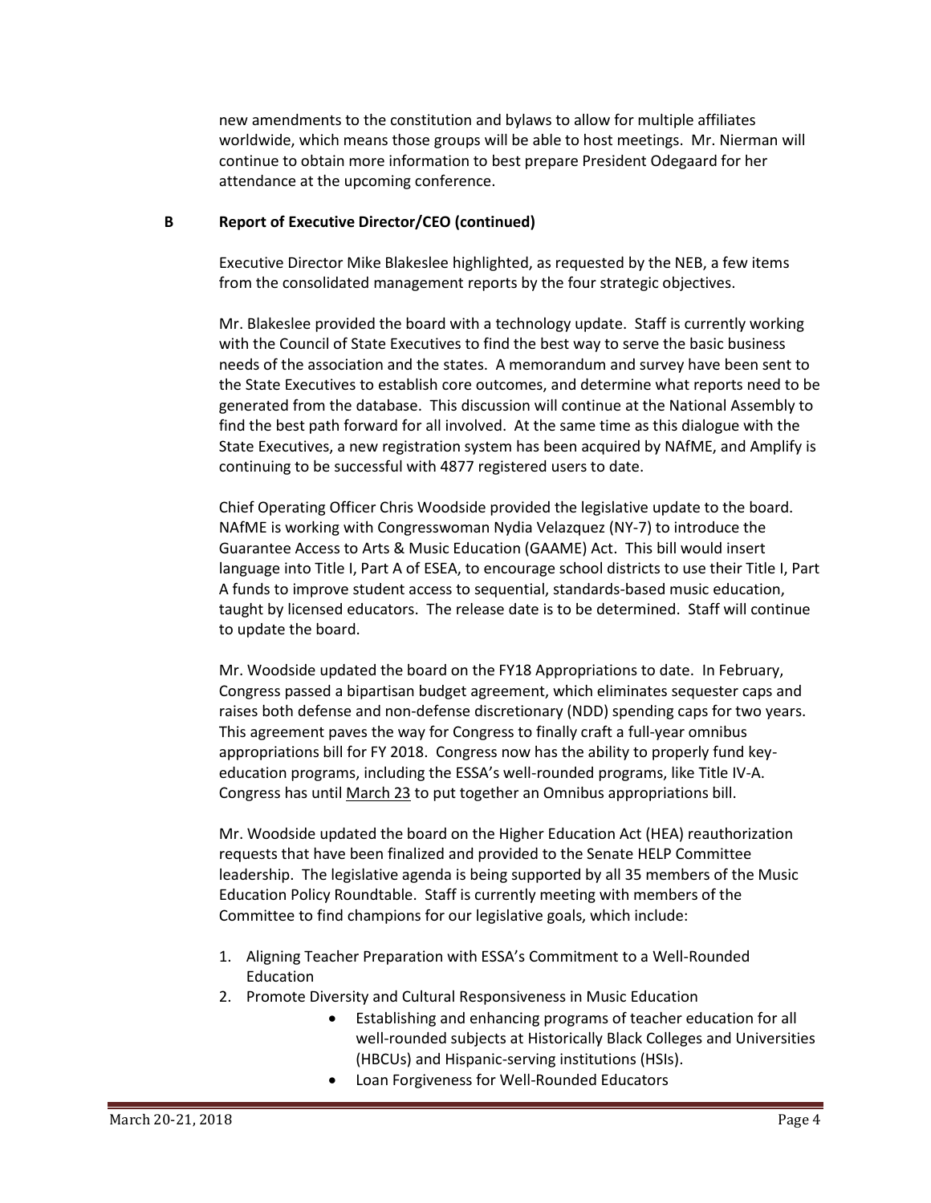new amendments to the constitution and bylaws to allow for multiple affiliates worldwide, which means those groups will be able to host meetings. Mr. Nierman will continue to obtain more information to best prepare President Odegaard for her attendance at the upcoming conference.

**B Report of Executive Director/CEO (continued)**

Executive Director Mike Blakeslee highlighted, as requested by the NEB, a few items from the consolidated management reports by the four strategic objectives.

Mr. Blakeslee provided the board with a technology update. Staff is currently working with the Council of State Executives to find the best way to serve the basic business needs of the association and the states. A memorandum and survey have been sent to the State Executives to establish core outcomes, and determine what reports need to be generated from the database. This discussion will continue at the National Assembly to find the best path forward for all involved. At the same time as this dialogue with the State Executives, a new registration system has been acquired by NAfME, and Amplify is continuing to be successful with 4877 registered users to date.

Chief Operating Officer Chris Woodside provided the legislative update to the board. NAfME is working with Congresswoman Nydia Velazquez (NY-7) to introduce the Guarantee Access to Arts & Music Education (GAAME) Act. This bill would insert language into Title I, Part A of ESEA, to encourage school districts to use their Title I, Part A funds to improve student access to sequential, standards-based music education, taught by licensed educators. The release date is to be determined. Staff will continue to update the board.

Mr. Woodside updated the board on the FY18 Appropriations to date. In February, Congress passed a bipartisan budget agreement, which eliminates sequester caps and raises both defense and non-defense discretionary (NDD) spending caps for two years. This agreement paves the way for Congress to finally craft a full-year omnibus appropriations bill for FY 2018. Congress now has the ability to properly fund key-education programs, including the ESSA's well-rounded programs, like Title IV-A. Congress has until March 23 to put together an Omnibus appropriations bill.

Mr. Woodside updated the board on the Higher Education Act (HEA) reauthorization requests that have been finalized and provided to the Senate HELP Committee leadership. The legislative agenda is being supported by all 35 members of the Music Education Policy Roundtable. Staff is currently meeting with members of the Committee to find champions for our legislative goals, which include:

1. Aligning Teacher Preparation with ESSA's Commitment to a Well-Rounded Education
2. Promote Diversity and Cultural Responsiveness in Music Education
    - Establishing and enhancing programs of teacher education for all well-rounded subjects at Historically Black Colleges and Universities (HBCUs) and Hispanic-serving institutions (HSIs).
    - Loan Forgiveness for Well-Rounded Educators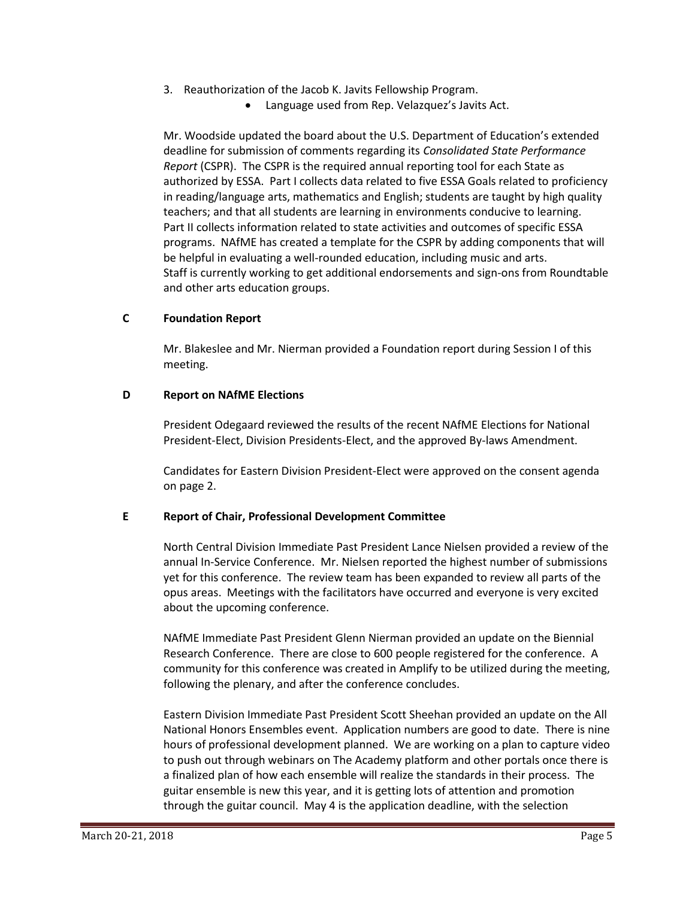3. Reauthorization of the Jacob K. Javits Fellowship Program.
    - Language used from Rep. Velazquez's Javits Act.

Mr. Woodside updated the board about the U.S. Department of Education's extended deadline for submission of comments regarding its *Consolidated State Performance Report* (CSPR). The CSPR is the required annual reporting tool for each State as authorized by ESSA. Part I collects data related to five ESSA Goals related to proficiency in reading/language arts, mathematics and English; students are taught by high quality teachers; and that all students are learning in environments conducive to learning. Part II collects information related to state activities and outcomes of specific ESSA programs. NAfME has created a template for the CSPR by adding components that will be helpful in evaluating a well-rounded education, including music and arts. Staff is currently working to get additional endorsements and sign-ons from Roundtable and other arts education groups.

**C Foundation Report**

Mr. Blakeslee and Mr. Nierman provided a Foundation report during Session I of this meeting.

**D Report on NAfME Elections**

President Odegaard reviewed the results of the recent NAfME Elections for National President-Elect, Division Presidents-Elect, and the approved By-laws Amendment.

Candidates for Eastern Division President-Elect were approved on the consent agenda on page 2.

**E Report of Chair, Professional Development Committee**

North Central Division Immediate Past President Lance Nielsen provided a review of the annual In-Service Conference. Mr. Nielsen reported the highest number of submissions yet for this conference. The review team has been expanded to review all parts of the opus areas. Meetings with the facilitators have occurred and everyone is very excited about the upcoming conference.

NAfME Immediate Past President Glenn Nierman provided an update on the Biennial Research Conference. There are close to 600 people registered for the conference. A community for this conference was created in Amplify to be utilized during the meeting, following the plenary, and after the conference concludes.

Eastern Division Immediate Past President Scott Sheehan provided an update on the All National Honors Ensembles event. Application numbers are good to date. There is nine hours of professional development planned. We are working on a plan to capture video to push out through webinars on The Academy platform and other portals once there is a finalized plan of how each ensemble will realize the standards in their process. The guitar ensemble is new this year, and it is getting lots of attention and promotion through the guitar council. May 4 is the application deadline, with the selection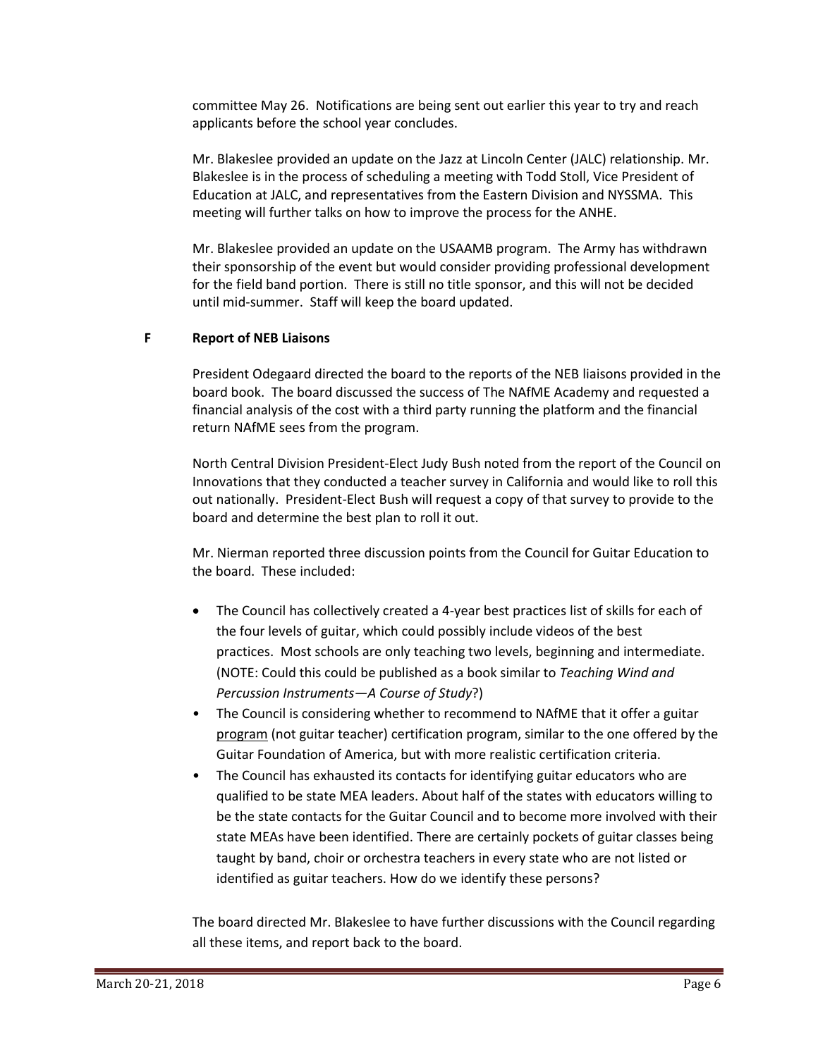committee May 26. Notifications are being sent out earlier this year to try and reach applicants before the school year concludes.

Mr. Blakeslee provided an update on the Jazz at Lincoln Center (JALC) relationship. Mr. Blakeslee is in the process of scheduling a meeting with Todd Stoll, Vice President of Education at JALC, and representatives from the Eastern Division and NYSSMA. This meeting will further talks on how to improve the process for the ANHE.

Mr. Blakeslee provided an update on the USAAMB program. The Army has withdrawn their sponsorship of the event but would consider providing professional development for the field band portion. There is still no title sponsor, and this will not be decided until mid-summer. Staff will keep the board updated.

**F Report of NEB Liaisons**

President Odegaard directed the board to the reports of the NEB liaisons provided in the board book. The board discussed the success of The NAfME Academy and requested a financial analysis of the cost with a third party running the platform and the financial return NAfME sees from the program.

North Central Division President-Elect Judy Bush noted from the report of the Council on Innovations that they conducted a teacher survey in California and would like to roll this out nationally. President-Elect Bush will request a copy of that survey to provide to the board and determine the best plan to roll it out.

Mr. Nierman reported three discussion points from the Council for Guitar Education to the board. These included:

- The Council has collectively created a 4-year best practices list of skills for each of the four levels of guitar, which could possibly include videos of the best practices. Most schools are only teaching two levels, beginning and intermediate. (NOTE: Could this could be published as a book similar to *Teaching Wind and Percussion Instruments—A Course of Study*?)
- The Council is considering whether to recommend to NAfME that it offer a guitar program (not guitar teacher) certification program, similar to the one offered by the Guitar Foundation of America, but with more realistic certification criteria.
- The Council has exhausted its contacts for identifying guitar educators who are qualified to be state MEA leaders. About half of the states with educators willing to be the state contacts for the Guitar Council and to become more involved with their state MEAs have been identified. There are certainly pockets of guitar classes being taught by band, choir or orchestra teachers in every state who are not listed or identified as guitar teachers. How do we identify these persons?

The board directed Mr. Blakeslee to have further discussions with the Council regarding all these items, and report back to the board.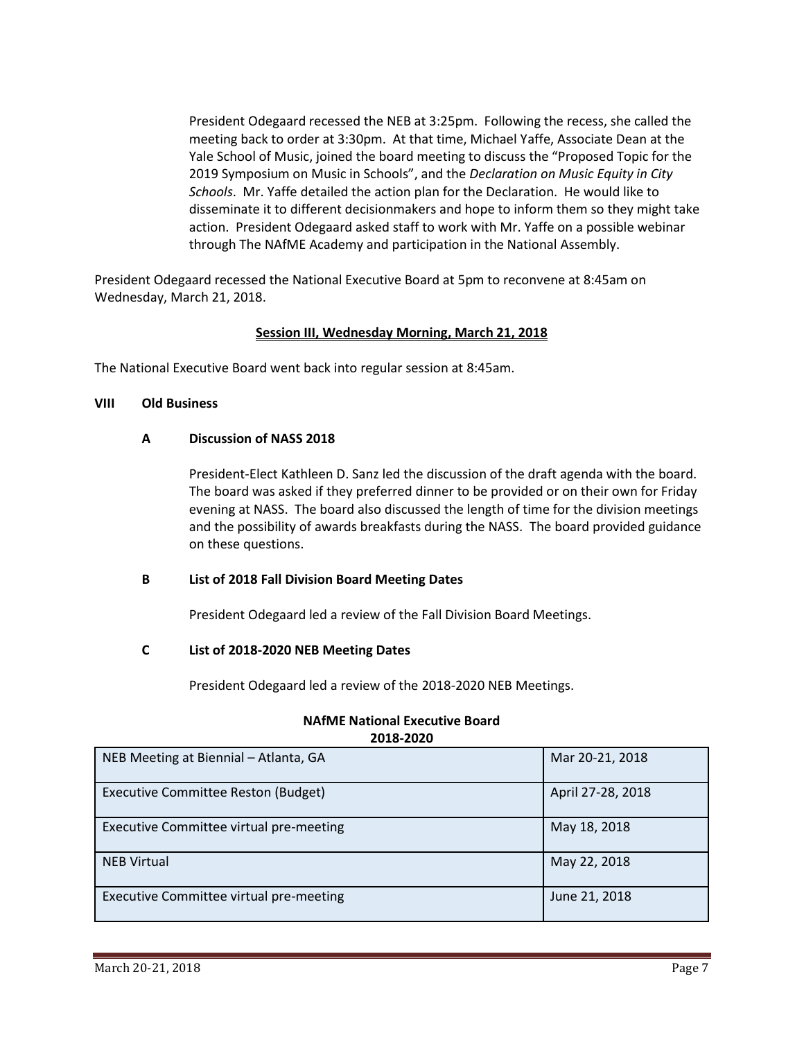President Odegaard recessed the NEB at 3:25pm. Following the recess, she called the meeting back to order at 3:30pm. At that time, Michael Yaffe, Associate Dean at the Yale School of Music, joined the board meeting to discuss the "Proposed Topic for the 2019 Symposium on Music in Schools", and the *Declaration on Music Equity in City Schools*. Mr. Yaffe detailed the action plan for the Declaration. He would like to disseminate it to different decisionmakers and hope to inform them so they might take action. President Odegaard asked staff to work with Mr. Yaffe on a possible webinar through The NAfME Academy and participation in the National Assembly.

President Odegaard recessed the National Executive Board at 5pm to reconvene at 8:45am on Wednesday, March 21, 2018.

## Session III, Wednesday Morning, March 21, 2018

The National Executive Board went back into regular session at 8:45am.

### VIII Old Business

#### A Discussion of NASS 2018

President-Elect Kathleen D. Sanz led the discussion of the draft agenda with the board. The board was asked if they preferred dinner to be provided or on their own for Friday evening at NASS. The board also discussed the length of time for the division meetings and the possibility of awards breakfasts during the NASS. The board provided guidance on these questions.

#### B List of 2018 Fall Division Board Meeting Dates

President Odegaard led a review of the Fall Division Board Meetings.

#### C List of 2018-2020 NEB Meeting Dates

President Odegaard led a review of the 2018-2020 NEB Meetings.

**NAfME National Executive Board**
**2018-2020**

| Meeting | Date |
|---|---|
| NEB Meeting at Biennial – Atlanta, GA | Mar 20-21, 2018 |
| Executive Committee Reston (Budget) | April 27-28, 2018 |
| Executive Committee virtual pre-meeting | May 18, 2018 |
| NEB Virtual | May 22, 2018 |
| Executive Committee virtual pre-meeting | June 21, 2018 |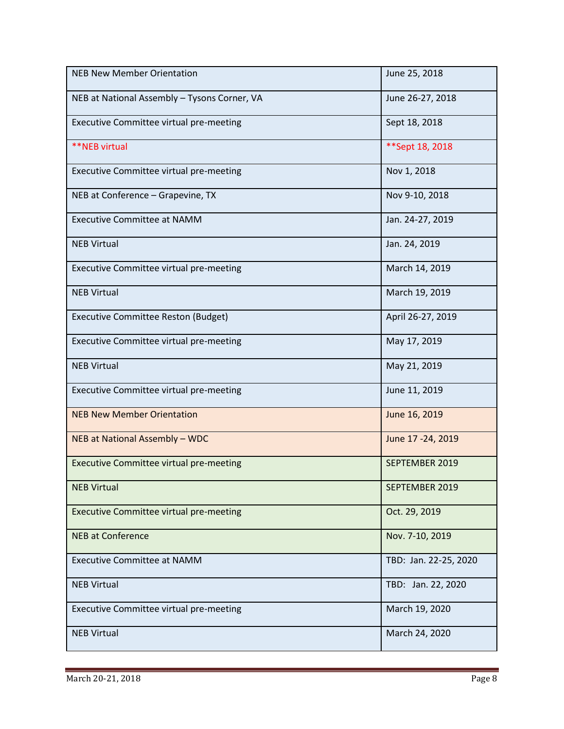| | |
|---|---|
| NEB New Member Orientation | June 25, 2018 |
| NEB at National Assembly – Tysons Corner, VA | June 26-27, 2018 |
| Executive Committee virtual pre-meeting | Sept 18, 2018 |
| **NEB virtual | **Sept 18, 2018 |
| Executive Committee virtual pre-meeting | Nov 1, 2018 |
| NEB at Conference – Grapevine, TX | Nov 9-10, 2018 |
| Executive Committee at NAMM | Jan. 24-27, 2019 |
| NEB Virtual | Jan. 24, 2019 |
| Executive Committee virtual pre-meeting | March 14, 2019 |
| NEB Virtual | March 19, 2019 |
| Executive Committee Reston (Budget) | April 26-27, 2019 |
| Executive Committee virtual pre-meeting | May 17, 2019 |
| NEB Virtual | May 21, 2019 |
| Executive Committee virtual pre-meeting | June 11, 2019 |
| NEB New Member Orientation | June 16, 2019 |
| NEB at National Assembly – WDC | June 17 -24, 2019 |
| Executive Committee virtual pre-meeting | SEPTEMBER 2019 |
| NEB Virtual | SEPTEMBER 2019 |
| Executive Committee virtual pre-meeting | Oct. 29, 2019 |
| NEB at Conference | Nov. 7-10, 2019 |
| Executive Committee at NAMM | TBD: Jan. 22-25, 2020 |
| NEB Virtual | TBD: Jan. 22, 2020 |
| Executive Committee virtual pre-meeting | March 19, 2020 |
| NEB Virtual | March 24, 2020 |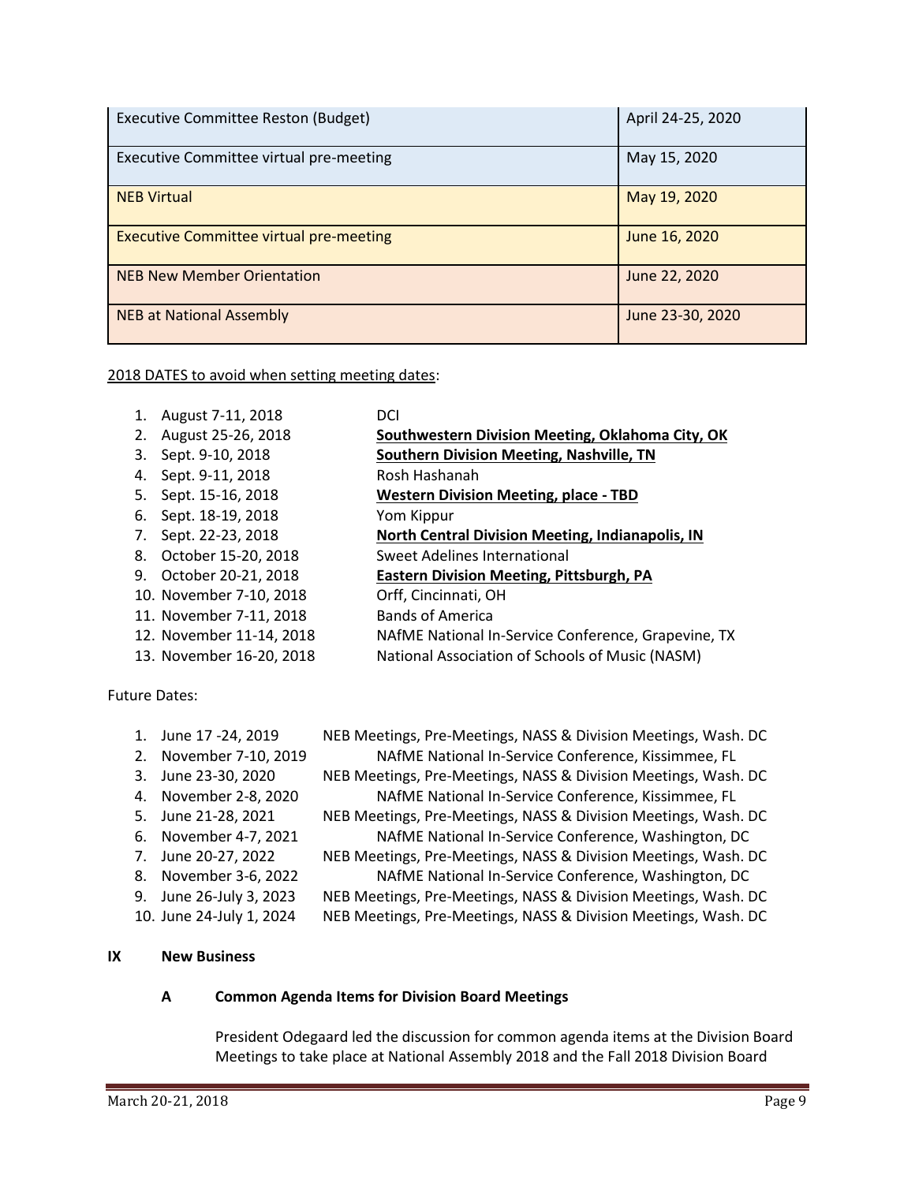| | |
|---|---|
| Executive Committee Reston (Budget) | April 24-25, 2020 |
| Executive Committee virtual pre-meeting | May 15, 2020 |
| NEB Virtual | May 19, 2020 |
| Executive Committee virtual pre-meeting | June 16, 2020 |
| NEB New Member Orientation | June 22, 2020 |
| NEB at National Assembly | June 23-30, 2020 |

<u>2018 DATES to avoid when setting meeting dates</u>:

1. August 7-11, 2018 — DCI
2. August 25-26, 2018 — **<u>Southwestern Division Meeting, Oklahoma City, OK</u>**
3. Sept. 9-10, 2018 — **<u>Southern Division Meeting, Nashville, TN</u>**
4. Sept. 9-11, 2018 — Rosh Hashanah
5. Sept. 15-16, 2018 — **<u>Western Division Meeting, place - TBD</u>**
6. Sept. 18-19, 2018 — Yom Kippur
7. Sept. 22-23, 2018 — **<u>North Central Division Meeting, Indianapolis, IN</u>**
8. October 15-20, 2018 — Sweet Adelines International
9. October 20-21, 2018 — **<u>Eastern Division Meeting, Pittsburgh, PA</u>**
10. November 7-10, 2018 — Orff, Cincinnati, OH
11. November 7-11, 2018 — Bands of America
12. November 11-14, 2018 — NAfME National In-Service Conference, Grapevine, TX
13. November 16-20, 2018 — National Association of Schools of Music (NASM)

Future Dates:

1. June 17 -24, 2019 — NEB Meetings, Pre-Meetings, NASS & Division Meetings, Wash. DC
2. November 7-10, 2019 — NAfME National In-Service Conference, Kissimmee, FL
3. June 23-30, 2020 — NEB Meetings, Pre-Meetings, NASS & Division Meetings, Wash. DC
4. November 2-8, 2020 — NAfME National In-Service Conference, Kissimmee, FL
5. June 21-28, 2021 — NEB Meetings, Pre-Meetings, NASS & Division Meetings, Wash. DC
6. November 4-7, 2021 — NAfME National In-Service Conference, Washington, DC
7. June 20-27, 2022 — NEB Meetings, Pre-Meetings, NASS & Division Meetings, Wash. DC
8. November 3-6, 2022 — NAfME National In-Service Conference, Washington, DC
9. June 26-July 3, 2023 — NEB Meetings, Pre-Meetings, NASS & Division Meetings, Wash. DC
10. June 24-July 1, 2024 — NEB Meetings, Pre-Meetings, NASS & Division Meetings, Wash. DC

## IX New Business

### A Common Agenda Items for Division Board Meetings

President Odegaard led the discussion for common agenda items at the Division Board Meetings to take place at National Assembly 2018 and the Fall 2018 Division Board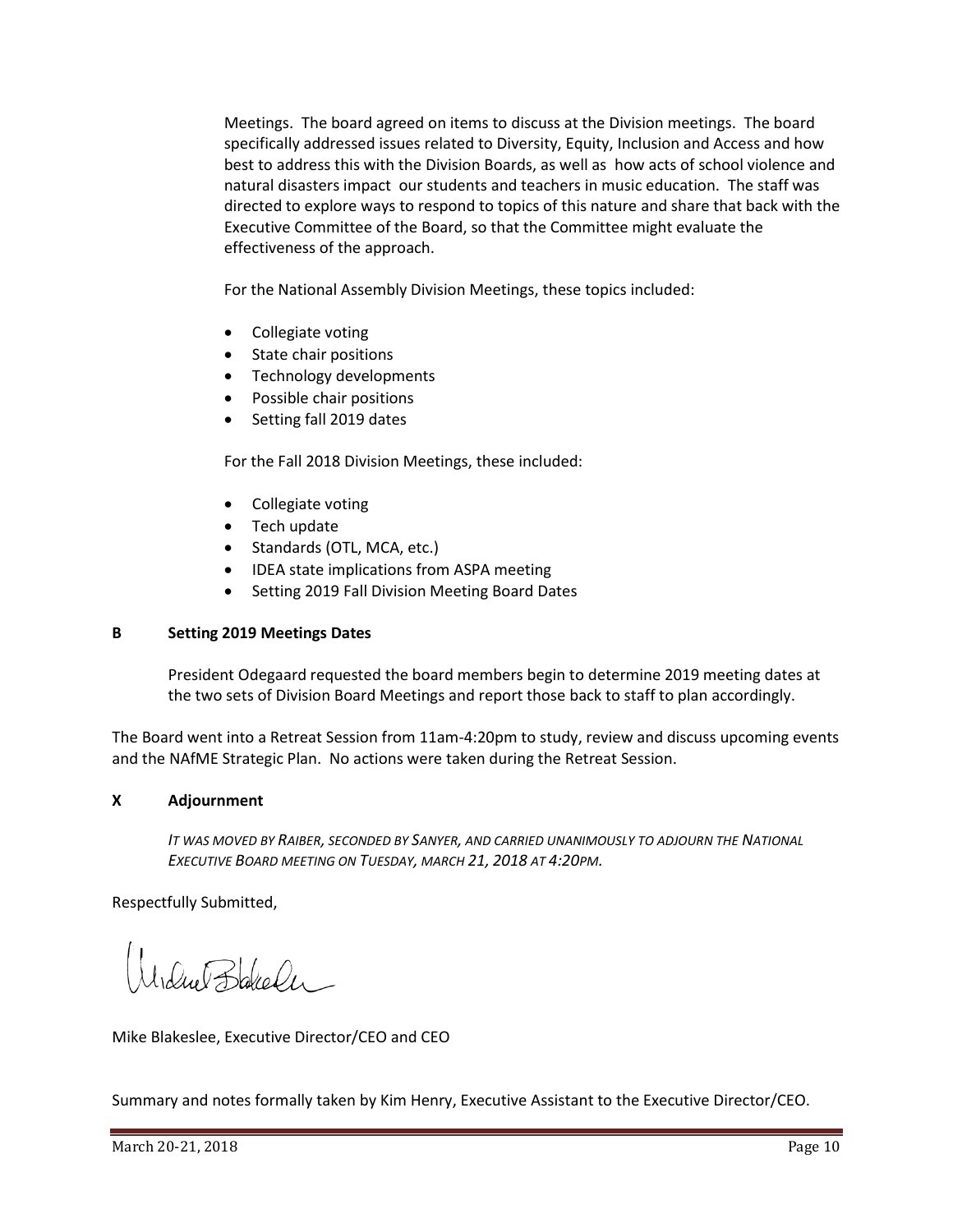Meetings. The board agreed on items to discuss at the Division meetings. The board specifically addressed issues related to Diversity, Equity, Inclusion and Access and how best to address this with the Division Boards, as well as how acts of school violence and natural disasters impact our students and teachers in music education. The staff was directed to explore ways to respond to topics of this nature and share that back with the Executive Committee of the Board, so that the Committee might evaluate the effectiveness of the approach.

For the National Assembly Division Meetings, these topics included:

- Collegiate voting
- State chair positions
- Technology developments
- Possible chair positions
- Setting fall 2019 dates

For the Fall 2018 Division Meetings, these included:

- Collegiate voting
- Tech update
- Standards (OTL, MCA, etc.)
- IDEA state implications from ASPA meeting
- Setting 2019 Fall Division Meeting Board Dates

**B Setting 2019 Meetings Dates**

President Odegaard requested the board members begin to determine 2019 meeting dates at the two sets of Division Board Meetings and report those back to staff to plan accordingly.

The Board went into a Retreat Session from 11am-4:20pm to study, review and discuss upcoming events and the NAfME Strategic Plan. No actions were taken during the Retreat Session.

**X Adjournment**

*IT WAS MOVED BY RAIBER, SECONDED BY SANYER, AND CARRIED UNANIMOUSLY TO ADJOURN THE NATIONAL EXECUTIVE BOARD MEETING ON TUESDAY, MARCH 21, 2018 AT 4:20PM.*

Respectfully Submitted,

Mike Blakeslee, Executive Director/CEO and CEO

Summary and notes formally taken by Kim Henry, Executive Assistant to the Executive Director/CEO.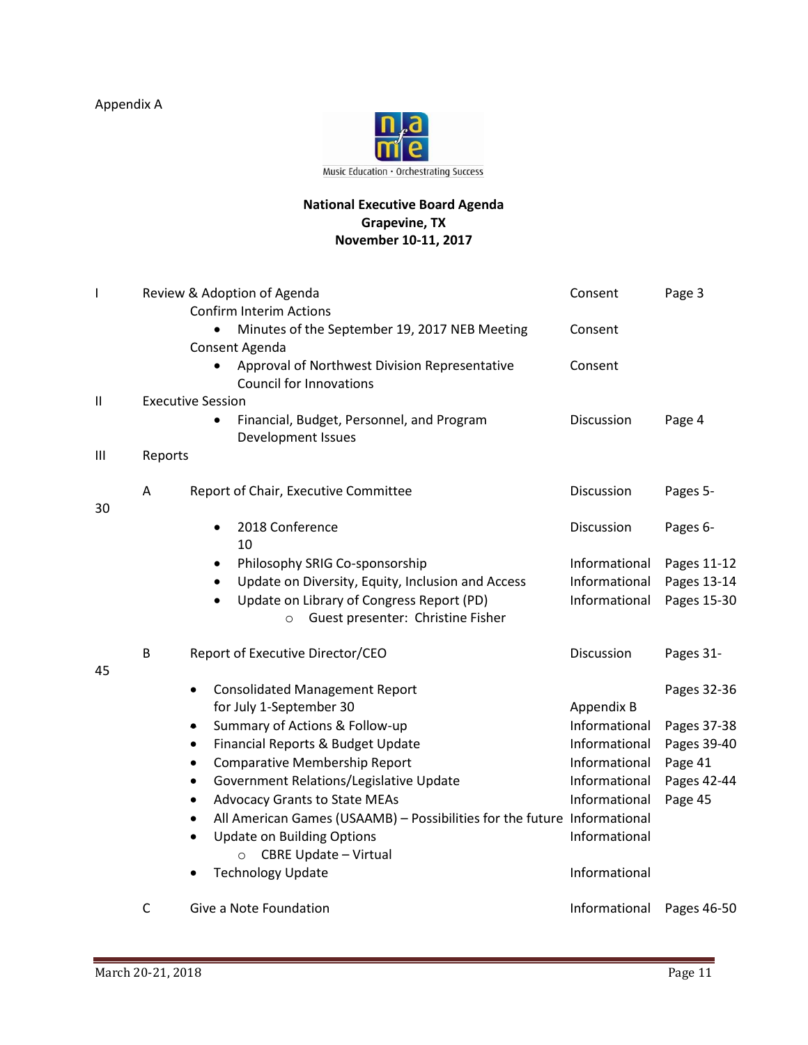Appendix A

Music Education • Orchestrating Success

**National Executive Board Agenda**
**Grapevine, TX**
**November 10-11, 2017**

| | | | | |
|---|---|---|---|---|
| I | Review & Adoption of Agenda | | Consent | Page 3 |
| | Confirm Interim Actions | | | |
| | | • Minutes of the September 19, 2017 NEB Meeting | Consent | |
| | Consent Agenda | | | |
| | | • Approval of Northwest Division Representative Council for Innovations | Consent | |
| II | Executive Session | | | |
| | | • Financial, Budget, Personnel, and Program Development Issues | Discussion | Page 4 |
| III | Reports | | | |
| | A | Report of Chair, Executive Committee | Discussion | Pages 5-30 |
| | | • 2018 Conference | Discussion | Pages 6-10 |
| | | • Philosophy SRIG Co-sponsorship | Informational | Pages 11-12 |
| | | • Update on Diversity, Equity, Inclusion and Access | Informational | Pages 13-14 |
| | | • Update on Library of Congress Report (PD) | Informational | Pages 15-30 |
| | | ○ Guest presenter: Christine Fisher | | |
| | B | Report of Executive Director/CEO | Discussion | Pages 31-45 |
| | | • Consolidated Management Report for July 1-September 30 | Appendix B | Pages 32-36 |
| | | • Summary of Actions & Follow-up | Informational | Pages 37-38 |
| | | • Financial Reports & Budget Update | Informational | Pages 39-40 |
| | | • Comparative Membership Report | Informational | Page 41 |
| | | • Government Relations/Legislative Update | Informational | Pages 42-44 |
| | | • Advocacy Grants to State MEAs | Informational | Page 45 |
| | | • All American Games (USAAMB) – Possibilities for the future | Informational | |
| | | • Update on Building Options | Informational | |
| | | ○ CBRE Update – Virtual | | |
| | | • Technology Update | Informational | |
| | C | Give a Note Foundation | Informational | Pages 46-50 |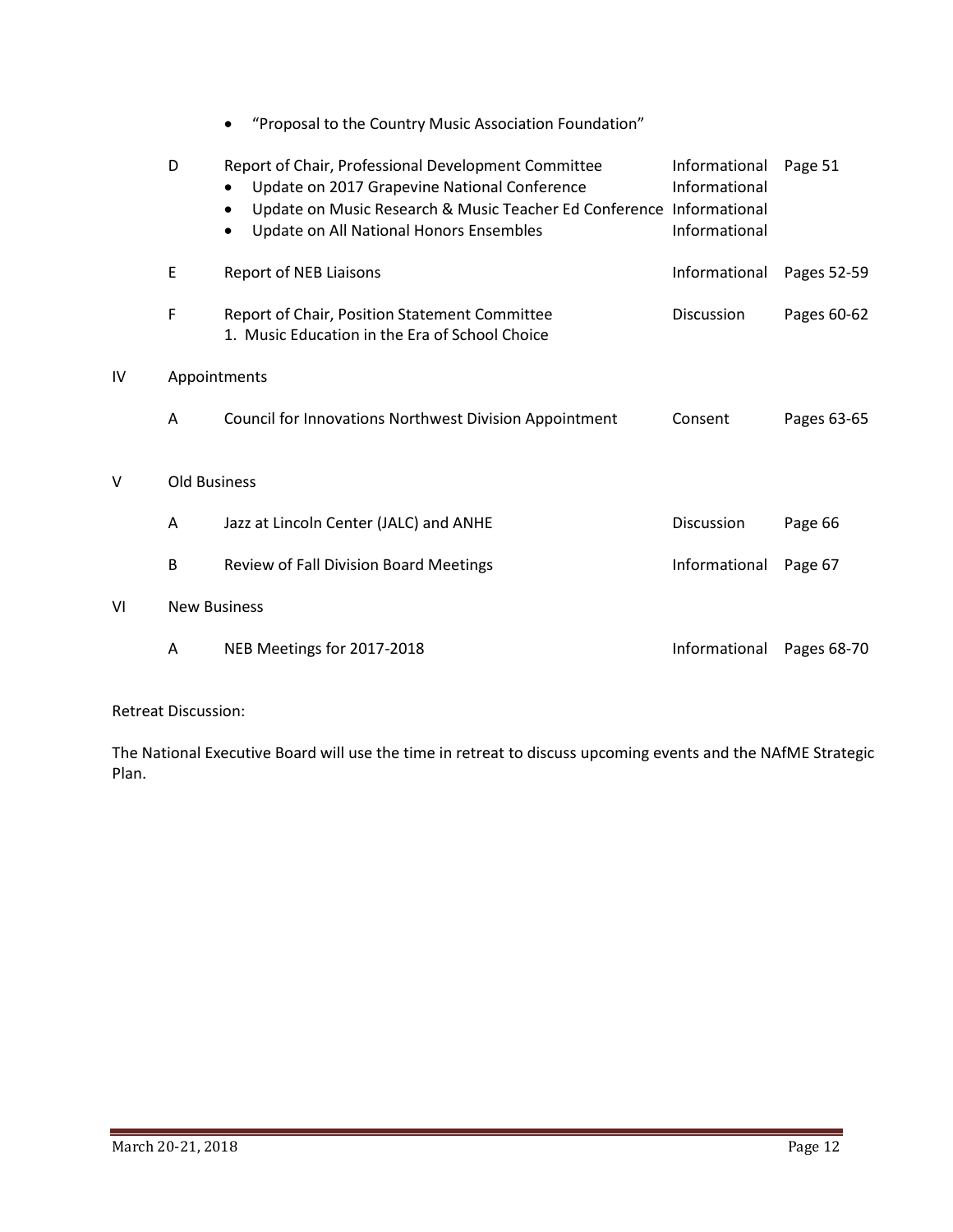- "Proposal to the Country Music Association Foundation"

| | | | | |
|---|---|---|---|---|
| | D | Report of Chair, Professional Development Committee<br>• Update on 2017 Grapevine National Conference<br>• Update on Music Research & Music Teacher Ed Conference<br>• Update on All National Honors Ensembles | Informational<br>Informational<br>Informational<br>Informational | Page 51 |
| | E | Report of NEB Liaisons | Informational | Pages 52-59 |
| | F | Report of Chair, Position Statement Committee<br>1. Music Education in the Era of School Choice | Discussion | Pages 60-62 |
| IV | Appointments | | | |
| | A | Council for Innovations Northwest Division Appointment | Consent | Pages 63-65 |
| V | Old Business | | | |
| | A | Jazz at Lincoln Center (JALC) and ANHE | Discussion | Page 66 |
| | B | Review of Fall Division Board Meetings | Informational | Page 67 |
| VI | New Business | | | |
| | A | NEB Meetings for 2017-2018 | Informational | Pages 68-70 |

Retreat Discussion:

The National Executive Board will use the time in retreat to discuss upcoming events and the NAfME Strategic Plan.